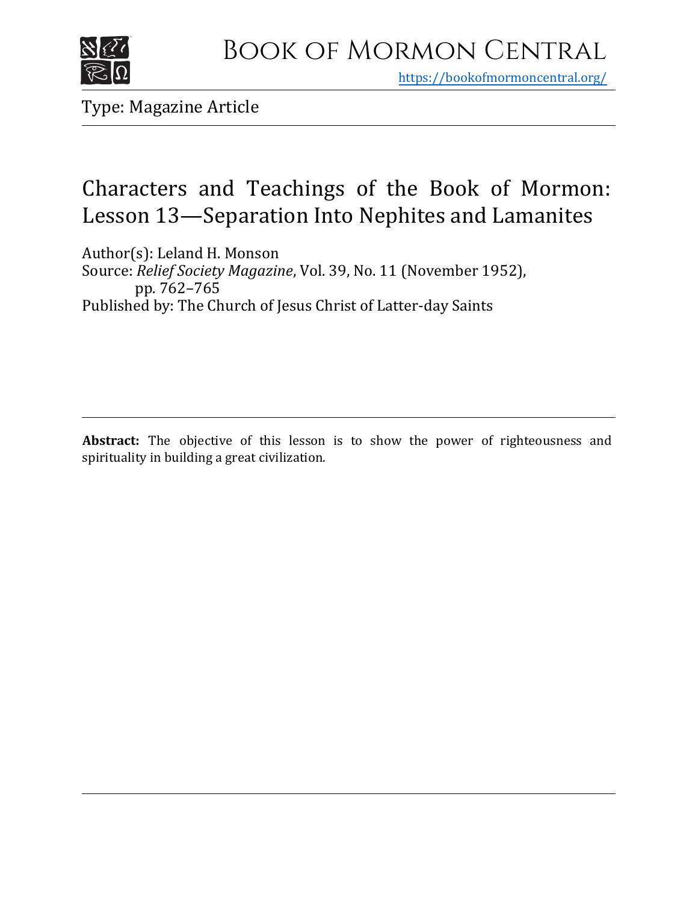# Book of Mormon Central

https://bookofmormoncentral.org/

Type: Magazine Article

# Characters and Teachings of the Book of Mormon: Lesson 13—Separation Into Nephites and Lamanites

Author(s): Leland H. Monson
Source: *Relief Society Magazine*, Vol. 39, No. 11 (November 1952), pp. 762–765
Published by: The Church of Jesus Christ of Latter-day Saints

**Abstract:** The objective of this lesson is to show the power of righteousness and spirituality in building a great civilization.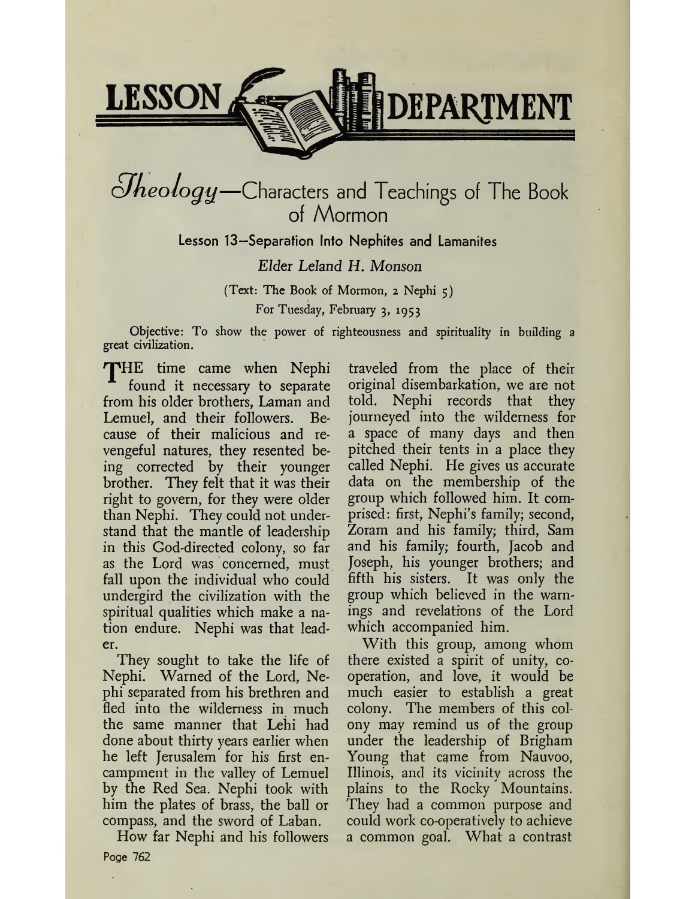# LESSON DEPARTMENT

## *Theology*—Characters and Teachings of The Book of Mormon

### Lesson 13—Separation Into Nephites and Lamanites

*Elder Leland H. Monson*

(Text: The Book of Mormon, 2 Nephi 5)

For Tuesday, February 3, 1953

Objective: To show the power of righteousness and spirituality in building a great civilization.

THE time came when Nephi found it necessary to separate from his older brothers, Laman and Lemuel, and their followers. Because of their malicious and revengeful natures, they resented being corrected by their younger brother. They felt that it was their right to govern, for they were older than Nephi. They could not understand that the mantle of leadership in this God-directed colony, so far as the Lord was concerned, must fall upon the individual who could undergird the civilization with the spiritual qualities which make a nation endure. Nephi was that leader.

They sought to take the life of Nephi. Warned of the Lord, Nephi separated from his brethren and fled into the wilderness in much the same manner that Lehi had done about thirty years earlier when he left Jerusalem for his first encampment in the valley of Lemuel by the Red Sea. Nephi took with him the plates of brass, the ball or compass, and the sword of Laban.

How far Nephi and his followers traveled from the place of their original disembarkation, we are not told. Nephi records that they journeyed into the wilderness for a space of many days and then pitched their tents in a place they called Nephi. He gives us accurate data on the membership of the group which followed him. It comprised: first, Nephi's family; second, Zoram and his family; third, Sam and his family; fourth, Jacob and Joseph, his younger brothers; and fifth his sisters. It was only the group which believed in the warnings and revelations of the Lord which accompanied him.

With this group, among whom there existed a spirit of unity, co-operation, and love, it would be much easier to establish a great colony. The members of this colony may remind us of the group under the leadership of Brigham Young that came from Nauvoo, Illinois, and its vicinity across the plains to the Rocky Mountains. They had a common purpose and could work co-operatively to achieve a common goal. What a contrast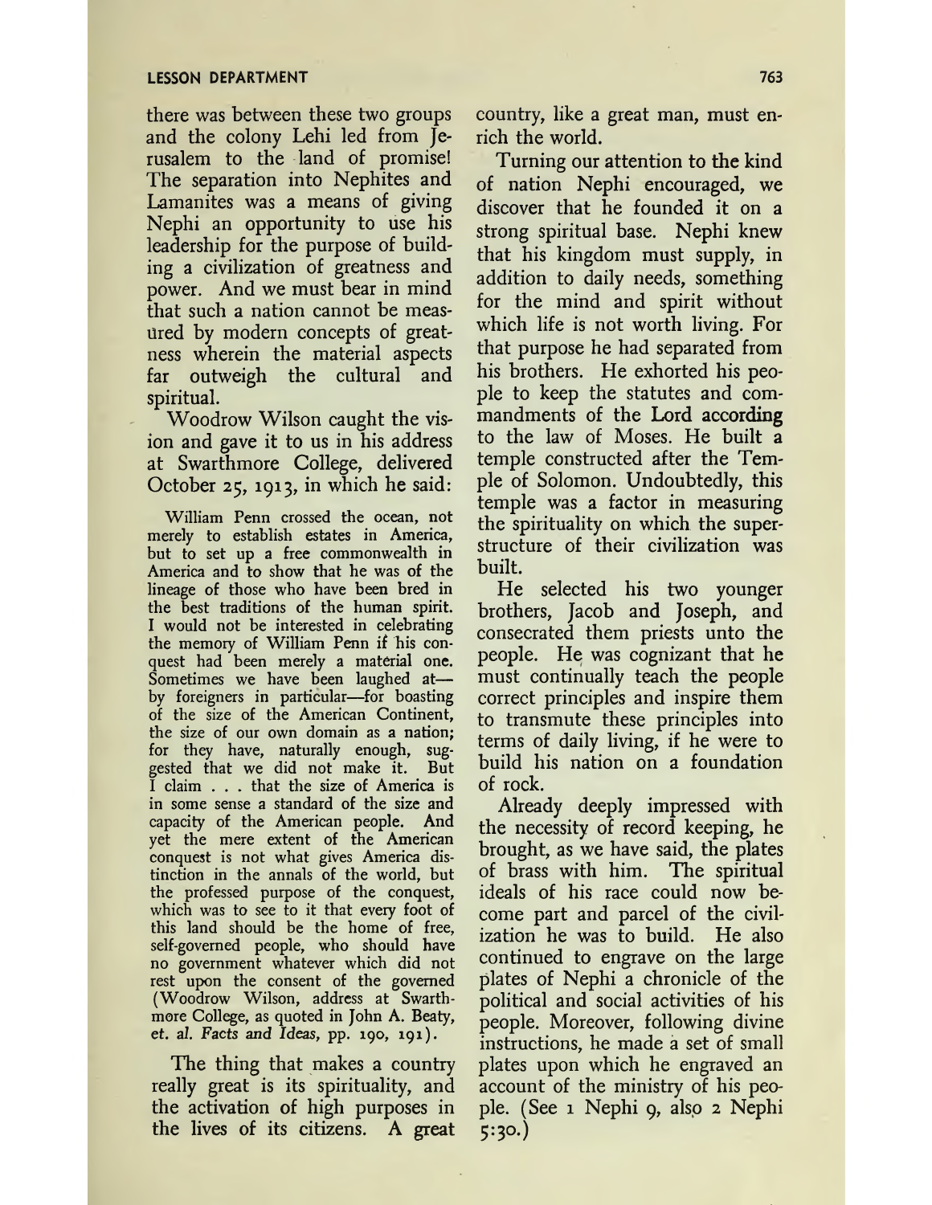there was between these two groups and the colony Lehi led from Jerusalem to the land of promise! The separation into Nephites and Lamanites was a means of giving Nephi an opportunity to use his leadership for the purpose of building a civilization of greatness and power. And we must bear in mind that such a nation cannot be measured by modern concepts of greatness wherein the material aspects far outweigh the cultural and spiritual.

Woodrow Wilson caught the vision and gave it to us in his address at Swarthmore College, delivered October 25, 1913, in which he said:

> William Penn crossed the ocean, not merely to establish estates in America, but to set up a free commonwealth in America and to show that he was of the lineage of those who have been bred in the best traditions of the human spirit. I would not be interested in celebrating the memory of William Penn if his conquest had been merely a material one. Sometimes we have been laughed at—by foreigners in particular—for boasting of the size of the American Continent, the size of our own domain as a nation; for they have, naturally enough, suggested that we did not make it. But I claim . . . that the size of America is in some sense a standard of the size and capacity of the American people. And yet the mere extent of the American conquest is not what gives America distinction in the annals of the world, but the professed purpose of the conquest, which was to see to it that every foot of this land should be the home of free, self-governed people, who should have no government whatever which did not rest upon the consent of the governed (Woodrow Wilson, address at Swarthmore College, as quoted in John A. Beaty, et. al. *Facts and Ideas*, pp. 190, 191).

The thing that makes a country really great is its spirituality, and the activation of high purposes in the lives of its citizens. A great country, like a great man, must enrich the world.

Turning our attention to the kind of nation Nephi encouraged, we discover that he founded it on a strong spiritual base. Nephi knew that his kingdom must supply, in addition to daily needs, something for the mind and spirit without which life is not worth living. For that purpose he had separated from his brothers. He exhorted his people to keep the statutes and commandments of the Lord according to the law of Moses. He built a temple constructed after the Temple of Solomon. Undoubtedly, this temple was a factor in measuring the spirituality on which the superstructure of their civilization was built.

He selected his two younger brothers, Jacob and Joseph, and consecrated them priests unto the people. He was cognizant that he must continually teach the people correct principles and inspire them to transmute these principles into terms of daily living, if he were to build his nation on a foundation of rock.

Already deeply impressed with the necessity of record keeping, he brought, as we have said, the plates of brass with him. The spiritual ideals of his race could now become part and parcel of the civilization he was to build. He also continued to engrave on the large plates of Nephi a chronicle of the political and social activities of his people. Moreover, following divine instructions, he made a set of small plates upon which he engraved an account of the ministry of his people. (See 1 Nephi 9, also 2 Nephi 5:30.)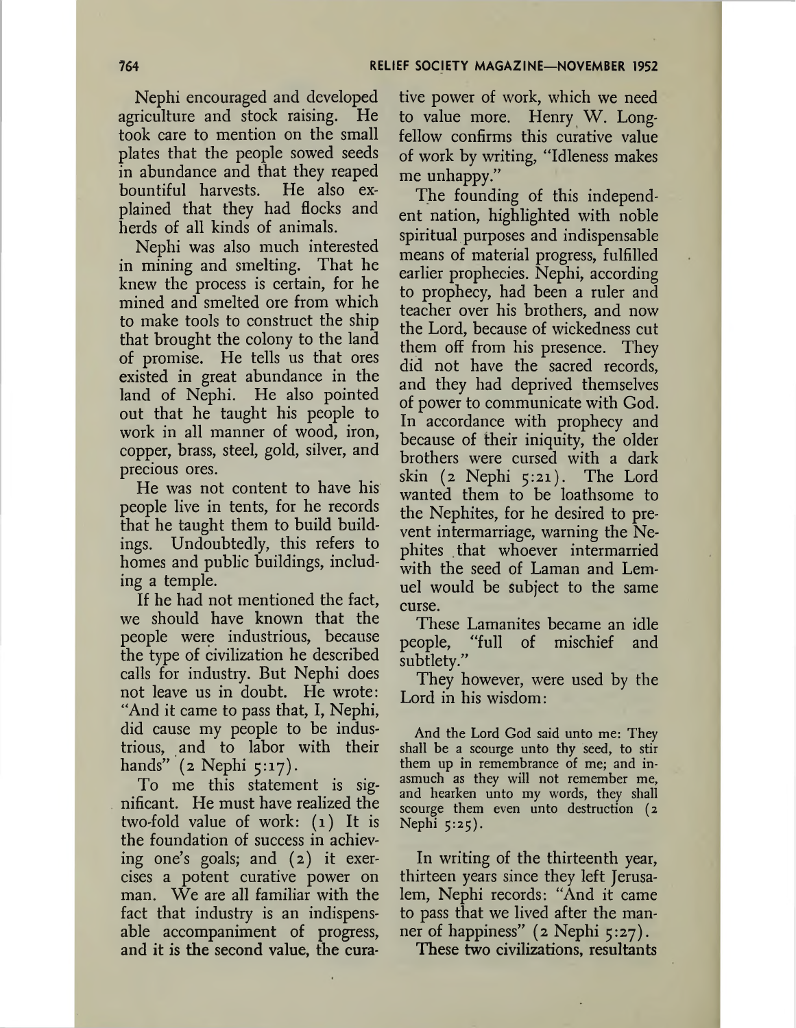Nephi encouraged and developed agriculture and stock raising. He took care to mention on the small plates that the people sowed seeds in abundance and that they reaped bountiful harvests. He also explained that they had flocks and herds of all kinds of animals.

Nephi was also much interested in mining and smelting. That he knew the process is certain, for he mined and smelted ore from which to make tools to construct the ship that brought the colony to the land of promise. He tells us that ores existed in great abundance in the land of Nephi. He also pointed out that he taught his people to work in all manner of wood, iron, copper, brass, steel, gold, silver, and precious ores.

He was not content to have his people live in tents, for he records that he taught them to build buildings. Undoubtedly, this refers to homes and public buildings, including a temple.

If he had not mentioned the fact, we should have known that the people were industrious, because the type of civilization he described calls for industry. But Nephi does not leave us in doubt. He wrote: "And it came to pass that, I, Nephi, did cause my people to be industrious, and to labor with their hands" (2 Nephi 5:17).

To me this statement is significant. He must have realized the two-fold value of work: (1) It is the foundation of success in achieving one's goals; and (2) it exercises a potent curative power on man. We are all familiar with the fact that industry is an indispensable accompaniment of progress, and it is the second value, the curative power of work, which we need to value more. Henry W. Longfellow confirms this curative value of work by writing, "Idleness makes me unhappy."

The founding of this independent nation, highlighted with noble spiritual purposes and indispensable means of material progress, fulfilled earlier prophecies. Nephi, according to prophecy, had been a ruler and teacher over his brothers, and now the Lord, because of wickedness cut them off from his presence. They did not have the sacred records, and they had deprived themselves of power to communicate with God. In accordance with prophecy and because of their iniquity, the older brothers were cursed with a dark skin (2 Nephi 5:21). The Lord wanted them to be loathsome to the Nephites, for he desired to prevent intermarriage, warning the Nephites that whoever intermarried with the seed of Laman and Lemuel would be subject to the same curse.

These Lamanites became an idle people, "full of mischief and subtlety."

They however, were used by the Lord in his wisdom:

> And the Lord God said unto me: They shall be a scourge unto thy seed, to stir them up in remembrance of me; and inasmuch as they will not remember me, and hearken unto my words, they shall scourge them even unto destruction (2 Nephi 5:25).

In writing of the thirteenth year, thirteen years since they left Jerusalem, Nephi records: "And it came to pass that we lived after the manner of happiness" (2 Nephi 5:27).

These two civilizations, resultants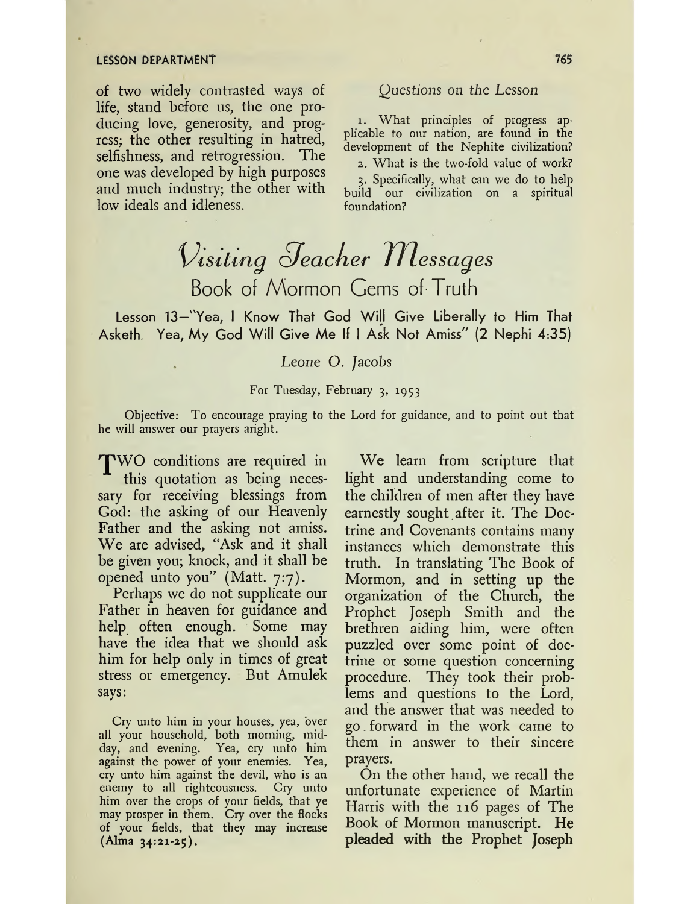of two widely contrasted ways of life, stand before us, the one producing love, generosity, and progress; the other resulting in hatred, selfishness, and retrogression. The one was developed by high purposes and much industry; the other with low ideals and idleness.

*Questions on the Lesson*

1. What principles of progress applicable to our nation, are found in the development of the Nephite civilization?
2. What is the two-fold value of work?
3. Specifically, what can we do to help build our civilization on a spiritual foundation?

# *Visiting Teacher Messages*

## Book of Mormon Gems of Truth

### Lesson 13—"Yea, I Know That God Will Give Liberally to Him That Asketh. Yea, My God Will Give Me If I Ask Not Amiss" (2 Nephi 4:35)

*Leone O. Jacobs*

For Tuesday, February 3, 1953

Objective: To encourage praying to the Lord for guidance, and to point out that he will answer our prayers aright.

TWO conditions are required in this quotation as being necessary for receiving blessings from God: the asking of our Heavenly Father and the asking not amiss. We are advised, "Ask and it shall be given you; knock, and it shall be opened unto you" (Matt. 7:7).

Perhaps we do not supplicate our Father in heaven for guidance and help often enough. Some may have the idea that we should ask him for help only in times of great stress or emergency. But Amulek says:

> Cry unto him in your houses, yea, over all your household, both morning, mid-day, and evening. Yea, cry unto him against the power of your enemies. Yea, cry unto him against the devil, who is an enemy to all righteousness. Cry unto him over the crops of your fields, that ye may prosper in them. Cry over the flocks of your fields, that they may increase (Alma 34:21-25).

We learn from scripture that light and understanding come to the children of men after they have earnestly sought after it. The Doctrine and Covenants contains many instances which demonstrate this truth. In translating The Book of Mormon, and in setting up the organization of the Church, the Prophet Joseph Smith and the brethren aiding him, were often puzzled over some point of doctrine or some question concerning procedure. They took their problems and questions to the Lord, and the answer that was needed to go forward in the work came to them in answer to their sincere prayers.

On the other hand, we recall the unfortunate experience of Martin Harris with the 116 pages of The Book of Mormon manuscript. He pleaded with the Prophet Joseph